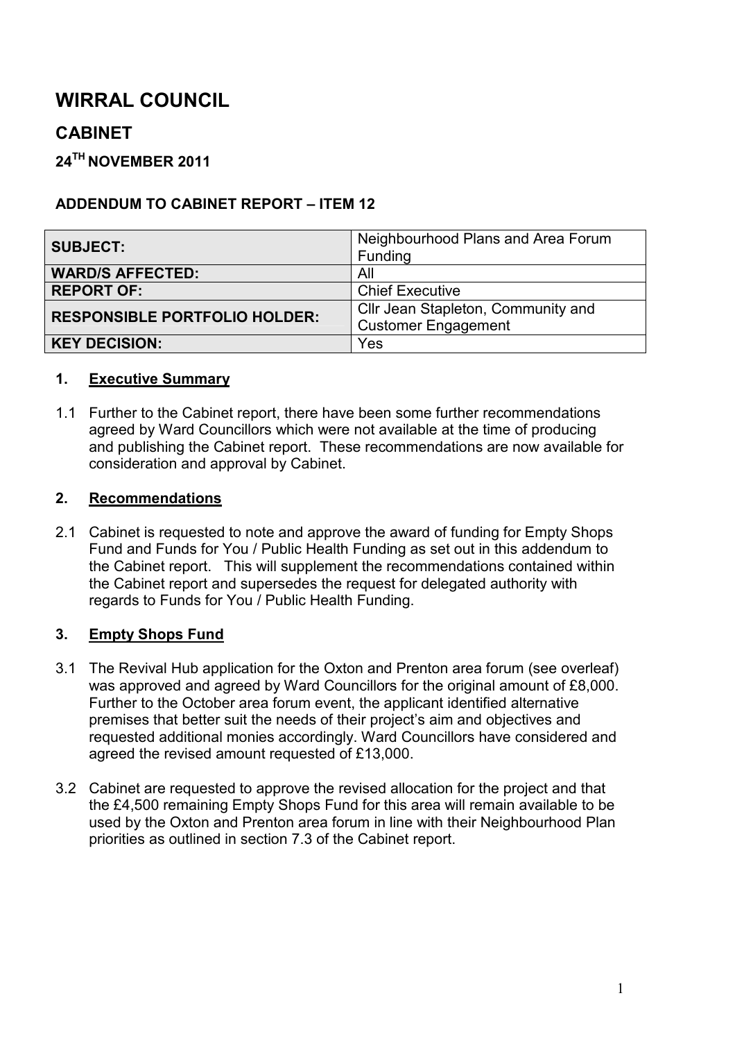# WIRRAL COUNCIL

## CABINET

### 24TH NOVEMBER 2011

**ADDENDUM TO CABINET REPORT – ITEM 12**

| | |
|---|---|
| **SUBJECT:** | Neighbourhood Plans and Area Forum Funding |
| **WARD/S AFFECTED:** | All |
| **REPORT OF:** | Chief Executive |
| **RESPONSIBLE PORTFOLIO HOLDER:** | Cllr Jean Stapleton, Community and Customer Engagement |
| **KEY DECISION:** | Yes |

**1. Executive Summary**

1.1 Further to the Cabinet report, there have been some further recommendations agreed by Ward Councillors which were not available at the time of producing and publishing the Cabinet report. These recommendations are now available for consideration and approval by Cabinet.

**2. Recommendations**

2.1 Cabinet is requested to note and approve the award of funding for Empty Shops Fund and Funds for You / Public Health Funding as set out in this addendum to the Cabinet report. This will supplement the recommendations contained within the Cabinet report and supersedes the request for delegated authority with regards to Funds for You / Public Health Funding.

**3. Empty Shops Fund**

3.1 The Revival Hub application for the Oxton and Prenton area forum (see overleaf) was approved and agreed by Ward Councillors for the original amount of £8,000. Further to the October area forum event, the applicant identified alternative premises that better suit the needs of their project's aim and objectives and requested additional monies accordingly. Ward Councillors have considered and agreed the revised amount requested of £13,000.

3.2 Cabinet are requested to approve the revised allocation for the project and that the £4,500 remaining Empty Shops Fund for this area will remain available to be used by the Oxton and Prenton area forum in line with their Neighbourhood Plan priorities as outlined in section 7.3 of the Cabinet report.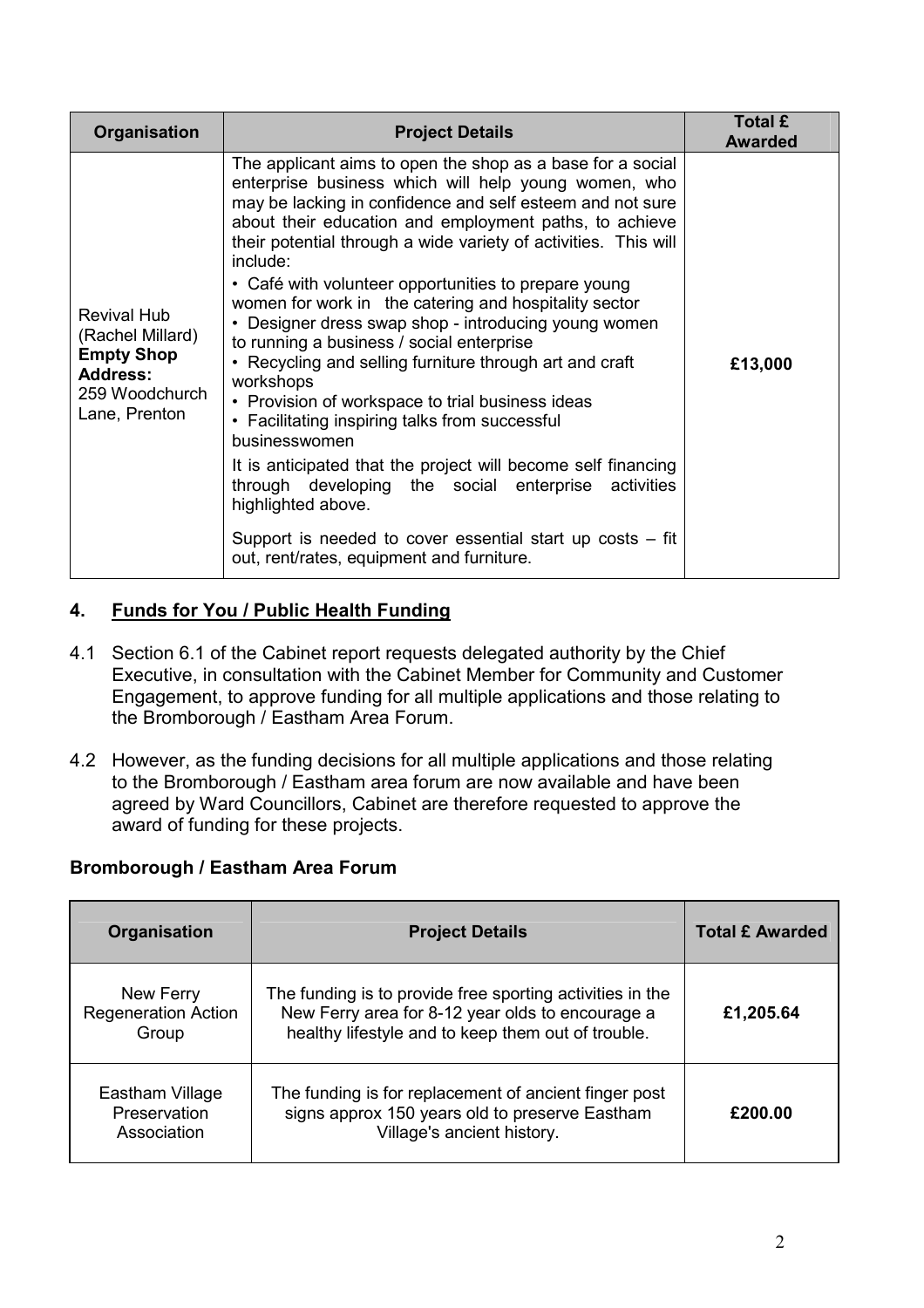| Organisation | Project Details | Total £ Awarded |
|---|---|---|
| Revival Hub (Rachel Millard) **Empty Shop Address:** 259 Woodchurch Lane, Prenton | The applicant aims to open the shop as a base for a social enterprise business which will help young women, who may be lacking in confidence and self esteem and not sure about their education and employment paths, to achieve their potential through a wide variety of activities. This will include: <br>• Café with volunteer opportunities to prepare young women for work in the catering and hospitality sector <br>• Designer dress swap shop - introducing young women to running a business / social enterprise <br>• Recycling and selling furniture through art and craft workshops <br>• Provision of workspace to trial business ideas <br>• Facilitating inspiring talks from successful businesswomen <br>It is anticipated that the project will become self financing through developing the social enterprise activities highlighted above. <br>Support is needed to cover essential start up costs – fit out, rent/rates, equipment and furniture. | **£13,000** |

## 4. Funds for You / Public Health Funding

4.1 Section 6.1 of the Cabinet report requests delegated authority by the Chief Executive, in consultation with the Cabinet Member for Community and Customer Engagement, to approve funding for all multiple applications and those relating to the Bromborough / Eastham Area Forum.

4.2 However, as the funding decisions for all multiple applications and those relating to the Bromborough / Eastham area forum are now available and have been agreed by Ward Councillors, Cabinet are therefore requested to approve the award of funding for these projects.

### Bromborough / Eastham Area Forum

| Organisation | Project Details | Total £ Awarded |
|---|---|---|
| New Ferry Regeneration Action Group | The funding is to provide free sporting activities in the New Ferry area for 8-12 year olds to encourage a healthy lifestyle and to keep them out of trouble. | **£1,205.64** |
| Eastham Village Preservation Association | The funding is for replacement of ancient finger post signs approx 150 years old to preserve Eastham Village's ancient history. | **£200.00** |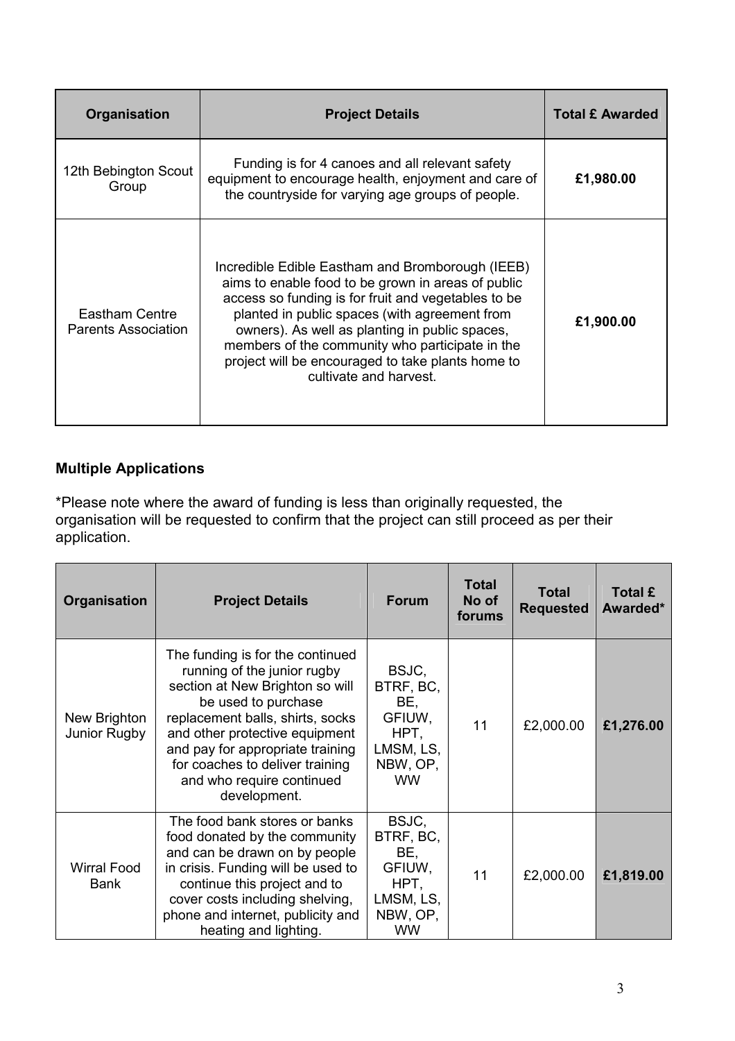| Organisation | Project Details | Total £ Awarded |
|---|---|---|
| 12th Bebington Scout Group | Funding is for 4 canoes and all relevant safety equipment to encourage health, enjoyment and care of the countryside for varying age groups of people. | **£1,980.00** |
| Eastham Centre Parents Association | Incredible Edible Eastham and Bromborough (IEEB) aims to enable food to be grown in areas of public access so funding is for fruit and vegetables to be planted in public spaces (with agreement from owners). As well as planting in public spaces, members of the community who participate in the project will be encouraged to take plants home to cultivate and harvest. | **£1,900.00** |

**Multiple Applications**

*Please note where the award of funding is less than originally requested, the organisation will be requested to confirm that the project can still proceed as per their application.

| Organisation | Project Details | Forum | Total No of forums | Total Requested | Total £ Awarded* |
|---|---|---|---|---|---|
| New Brighton Junior Rugby | The funding is for the continued running of the junior rugby section at New Brighton so will be used to purchase replacement balls, shirts, socks and other protective equipment and pay for appropriate training for coaches to deliver training and who require continued development. | BSJC, BTRF, BC, BE, GFIUW, HPT, LMSM, LS, NBW, OP, WW | 11 | £2,000.00 | **£1,276.00** |
| Wirral Food Bank | The food bank stores or banks food donated by the community and can be drawn on by people in crisis. Funding will be used to continue this project and to cover costs including shelving, phone and internet, publicity and heating and lighting. | BSJC, BTRF, BC, BE, GFIUW, HPT, LMSM, LS, NBW, OP, WW | 11 | £2,000.00 | **£1,819.00** |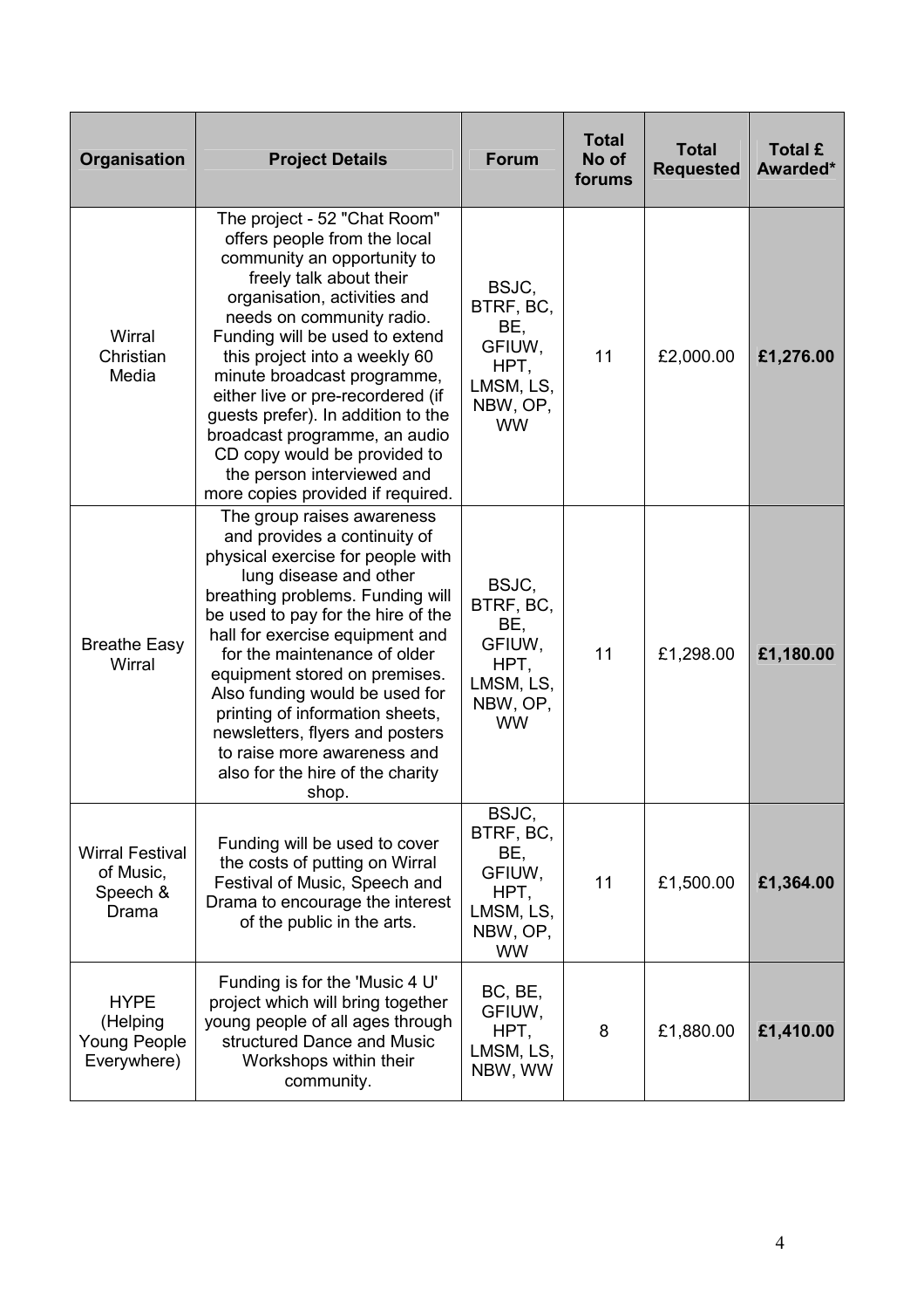| Organisation | Project Details | Forum | Total No of forums | Total Requested | Total £ Awarded* |
|---|---|---|---|---|---|
| Wirral Christian Media | The project - 52 "Chat Room" offers people from the local community an opportunity to freely talk about their organisation, activities and needs on community radio. Funding will be used to extend this project into a weekly 60 minute broadcast programme, either live or pre-recordered (if guests prefer). In addition to the broadcast programme, an audio CD copy would be provided to the person interviewed and more copies provided if required. | BSJC, BTRF, BC, BE, GFIUW, HPT, LMSM, LS, NBW, OP, WW | 11 | £2,000.00 | **£1,276.00** |
| Breathe Easy Wirral | The group raises awareness and provides a continuity of physical exercise for people with lung disease and other breathing problems. Funding will be used to pay for the hire of the hall for exercise equipment and for the maintenance of older equipment stored on premises. Also funding would be used for printing of information sheets, newsletters, flyers and posters to raise more awareness and also for the hire of the charity shop. | BSJC, BTRF, BC, BE, GFIUW, HPT, LMSM, LS, NBW, OP, WW | 11 | £1,298.00 | **£1,180.00** |
| Wirral Festival of Music, Speech & Drama | Funding will be used to cover the costs of putting on Wirral Festival of Music, Speech and Drama to encourage the interest of the public in the arts. | BSJC, BTRF, BC, BE, GFIUW, HPT, LMSM, LS, NBW, OP, WW | 11 | £1,500.00 | **£1,364.00** |
| HYPE (Helping Young People Everywhere) | Funding is for the 'Music 4 U' project which will bring together young people of all ages through structured Dance and Music Workshops within their community. | BC, BE, GFIUW, HPT, LMSM, LS, NBW, WW | 8 | £1,880.00 | **£1,410.00** |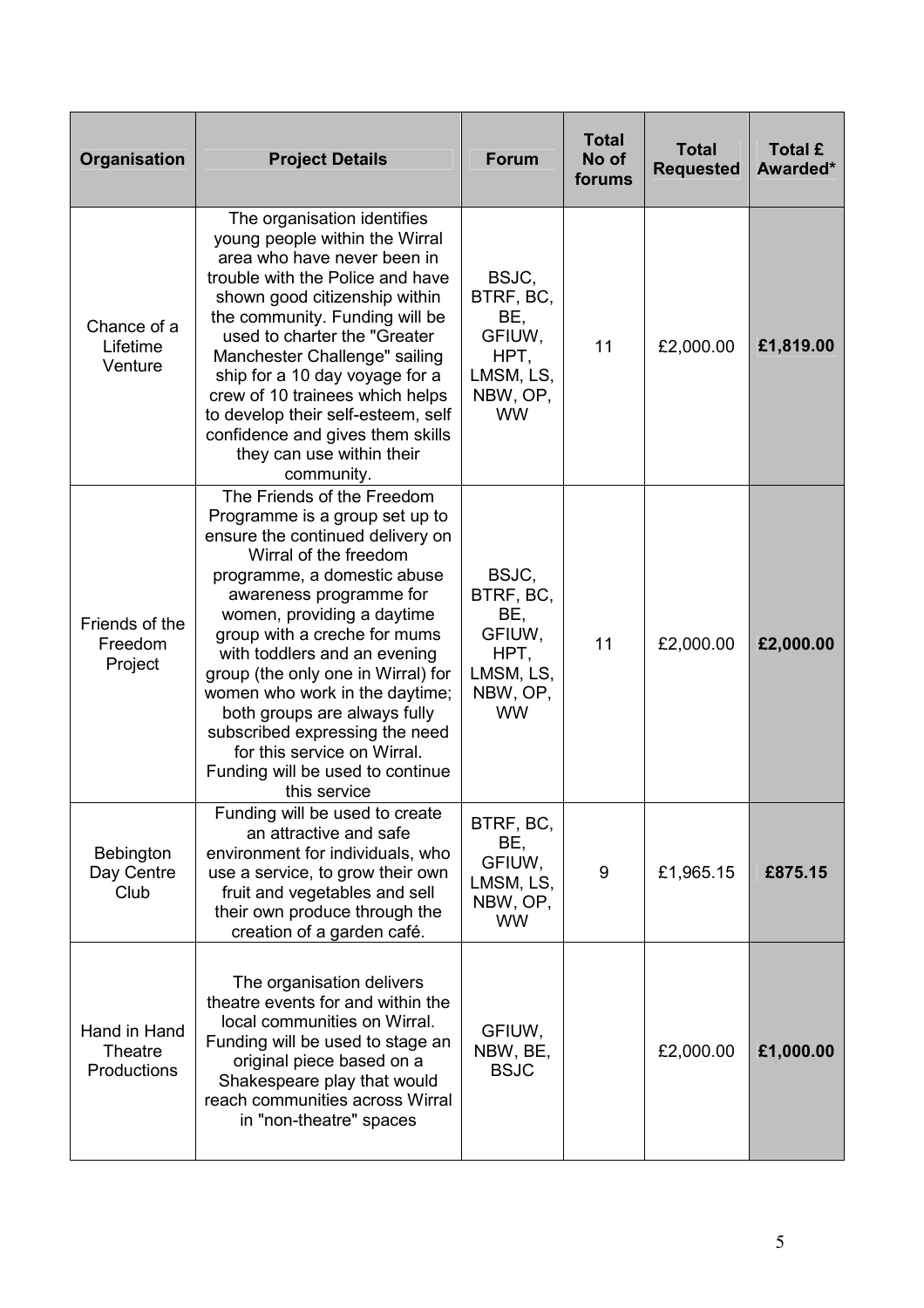| Organisation | Project Details | Forum | Total No of forums | Total Requested | Total £ Awarded* |
|---|---|---|---|---|---|
| Chance of a Lifetime Venture | The organisation identifies young people within the Wirral area who have never been in trouble with the Police and have shown good citizenship within the community. Funding will be used to charter the "Greater Manchester Challenge" sailing ship for a 10 day voyage for a crew of 10 trainees which helps to develop their self-esteem, self confidence and gives them skills they can use within their community. | BSJC, BTRF, BC, BE, GFIUW, HPT, LMSM, LS, NBW, OP, WW | 11 | £2,000.00 | **£1,819.00** |
| Friends of the Freedom Project | The Friends of the Freedom Programme is a group set up to ensure the continued delivery on Wirral of the freedom programme, a domestic abuse awareness programme for women, providing a daytime group with a creche for mums with toddlers and an evening group (the only one in Wirral) for women who work in the daytime; both groups are always fully subscribed expressing the need for this service on Wirral. Funding will be used to continue this service | BSJC, BTRF, BC, BE, GFIUW, HPT, LMSM, LS, NBW, OP, WW | 11 | £2,000.00 | **£2,000.00** |
| Bebington Day Centre Club | Funding will be used to create an attractive and safe environment for individuals, who use a service, to grow their own fruit and vegetables and sell their own produce through the creation of a garden café. | BTRF, BC, BE, GFIUW, LMSM, LS, NBW, OP, WW | 9 | £1,965.15 | **£875.15** |
| Hand in Hand Theatre Productions | The organisation delivers theatre events for and within the local communities on Wirral. Funding will be used to stage an original piece based on a Shakespeare play that would reach communities across Wirral in "non-theatre" spaces | GFIUW, NBW, BE, BSJC | | £2,000.00 | **£1,000.00** |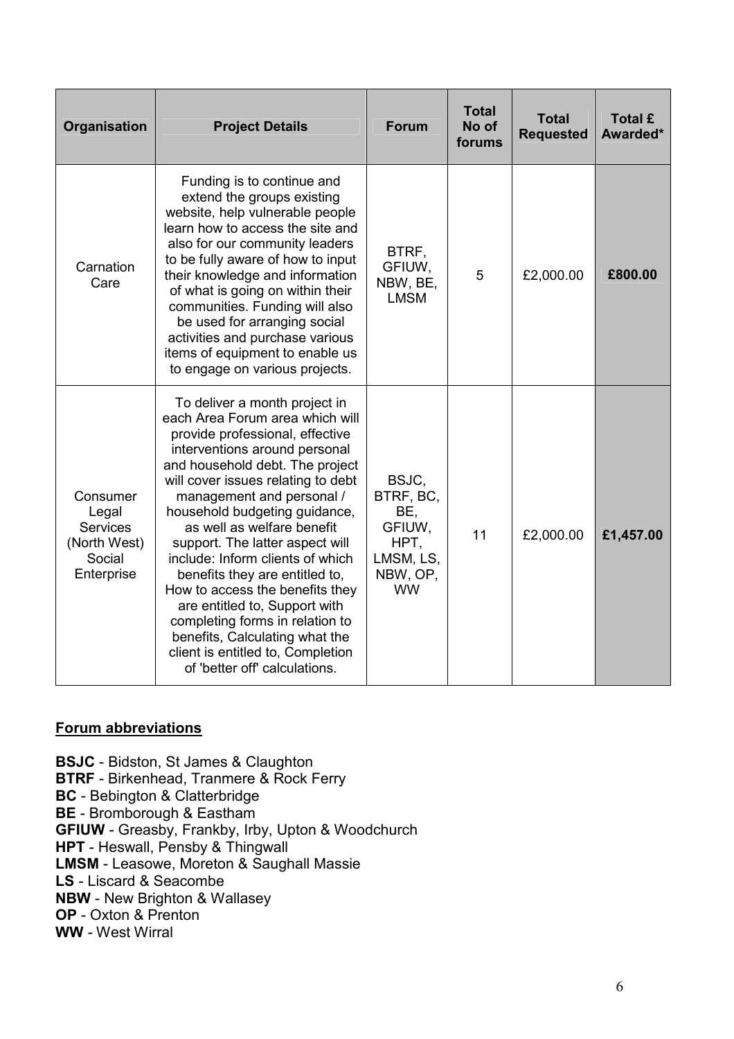| Organisation | Project Details | Forum | Total No of forums | Total Requested | Total £ Awarded* |
|---|---|---|---|---|---|
| Carnation Care | Funding is to continue and extend the groups existing website, help vulnerable people learn how to access the site and also for our community leaders to be fully aware of how to input their knowledge and information of what is going on within their communities. Funding will also be used for arranging social activities and purchase various items of equipment to enable us to engage on various projects. | BTRF, GFIUW, NBW, BE, LMSM | 5 | £2,000.00 | **£800.00** |
| Consumer Legal Services (North West) Social Enterprise | To deliver a month project in each Area Forum area which will provide professional, effective interventions around personal and household debt. The project will cover issues relating to debt management and personal / household budgeting guidance, as well as welfare benefit support. The latter aspect will include: Inform clients of which benefits they are entitled to, How to access the benefits they are entitled to, Support with completing forms in relation to benefits, Calculating what the client is entitled to, Completion of 'better off' calculations. | BSJC, BTRF, BC, BE, GFIUW, HPT, LMSM, LS, NBW, OP, WW | 11 | £2,000.00 | **£1,457.00** |

**Forum abbreviations**

**BSJC** - Bidston, St James & Claughton
**BTRF** - Birkenhead, Tranmere & Rock Ferry
**BC** - Bebington & Clatterbridge
**BE** - Bromborough & Eastham
**GFIUW** - Greasby, Frankby, Irby, Upton & Woodchurch
**HPT** - Heswall, Pensby & Thingwall
**LMSM** - Leasowe, Moreton & Saughall Massie
**LS** - Liscard & Seacombe
**NBW** - New Brighton & Wallasey
**OP** - Oxton & Prenton
**WW** - West Wirral